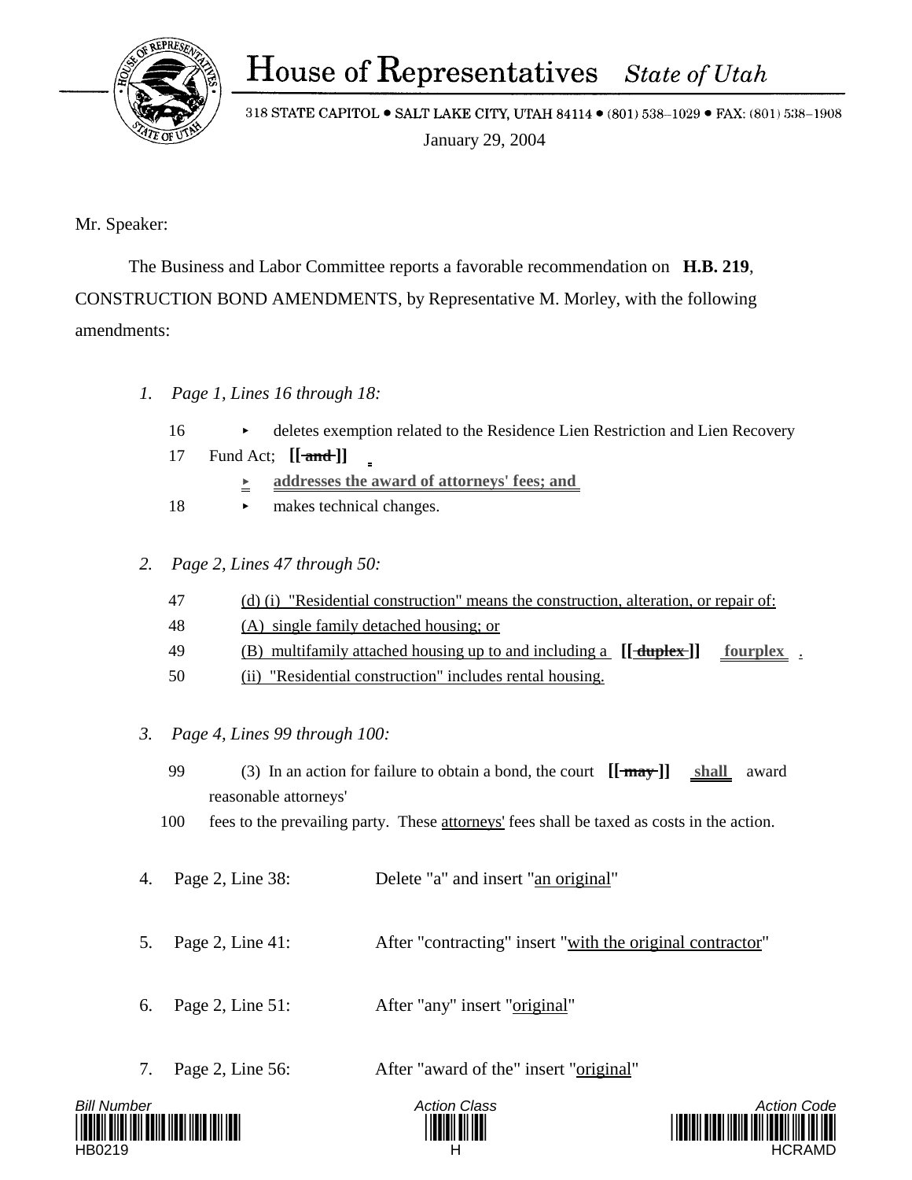# House of Representatives *State of Utah*

318 STATE CAPITOL • SALT LAKE CITY, UTAH 84114 • (801) 538-1029 • FAX: (801) 538-1908

January 29, 2004

Mr. Speaker:

The Business and Labor Committee reports a favorable recommendation on **H.B. 219**, CONSTRUCTION BOND AMENDMENTS, by Representative M. Morley, with the following amendments:

1. *Page 1, Lines 16 through 18:*

16 ▸ deletes exemption related to the Residence Lien Restriction and Lien Recovery

17 Fund Act; **[[ ~~and~~ ]]** **.**

▸ **addresses the award of attorneys' fees; and**

18 ▸ makes technical changes.

2. *Page 2, Lines 47 through 50:*

47 <u>(d) (i) "Residential construction" means the construction, alteration, or repair of:</u>

48 <u>(A) single family detached housing; or</u>

49 <u>(B) multifamily attached housing up to and including a</u> **[[ ~~duplex~~ ]]** **<u>fourplex</u>** <u>.</u>

50 <u>(ii) "Residential construction" includes rental housing.</u>

3. *Page 4, Lines 99 through 100:*

99 (3) In an action for failure to obtain a bond, the court **[[ ~~may~~ ]]** **<u>shall</u>** award reasonable attorneys'

100 fees to the prevailing party. These <u>attorneys'</u> fees shall be taxed as costs in the action.

4. Page 2, Line 38: Delete "a" and insert "<u>an original</u>"

5. Page 2, Line 41: After "contracting" insert "<u>with the original contractor</u>"

6. Page 2, Line 51: After "any" insert "<u>original</u>"

7. Page 2, Line 56: After "award of the" insert "<u>original</u>"

Bill Number HB0219 | Action Class H | Action Code HCRAMD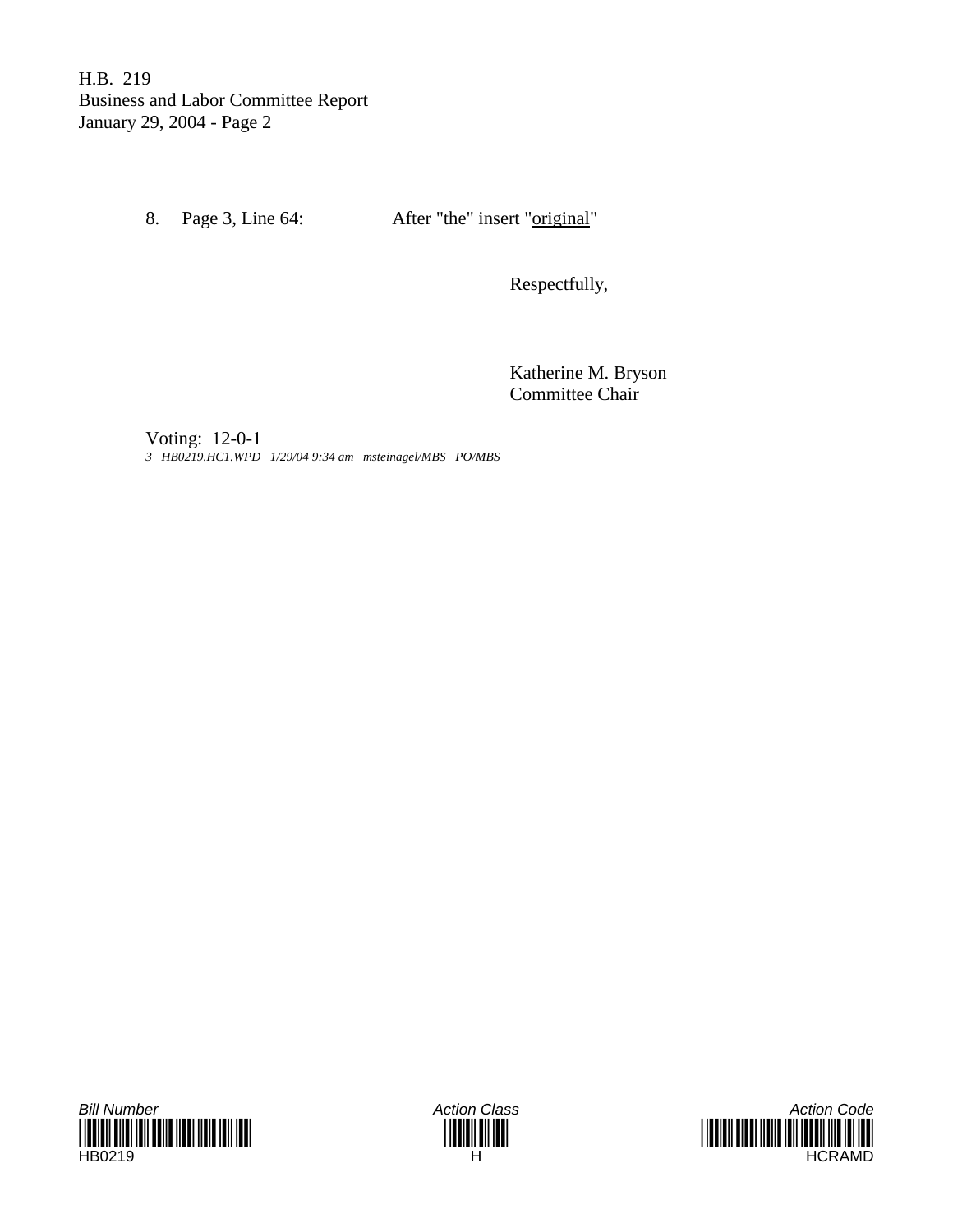8. Page 3, Line 64: After "the" insert "<u>original</u>"

Respectfully,

Katherine M. Bryson
Committee Chair

Voting: 12-0-1

*3 HB0219.HC1.WPD 1/29/04 9:34 am msteinagel/MBS PO/MBS*

*Bill Number*
HB0219

*Action Class*
H

*Action Code*
HCRAMD